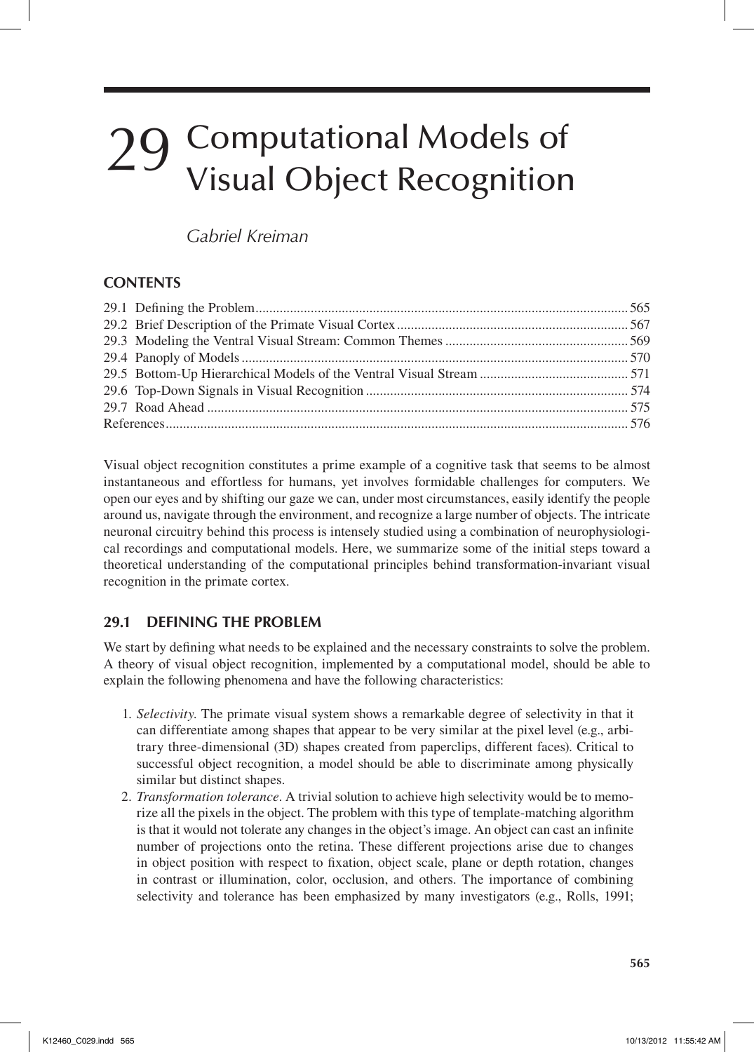# 29 Computational Models of Visual Object Recognition

*Gabriel Kreiman*

## CONTENTS

29.1 Defining the Problem .......... 565
29.2 Brief Description of the Primate Visual Cortex .......... 567
29.3 Modeling the Ventral Visual Stream: Common Themes .......... 569
29.4 Panoply of Models .......... 570
29.5 Bottom-Up Hierarchical Models of the Ventral Visual Stream .......... 571
29.6 Top-Down Signals in Visual Recognition .......... 574
29.7 Road Ahead .......... 575
References .......... 576

Visual object recognition constitutes a prime example of a cognitive task that seems to be almost instantaneous and effortless for humans, yet involves formidable challenges for computers. We open our eyes and by shifting our gaze we can, under most circumstances, easily identify the people around us, navigate through the environment, and recognize a large number of objects. The intricate neuronal circuitry behind this process is intensely studied using a combination of neurophysiological recordings and computational models. Here, we summarize some of the initial steps toward a theoretical understanding of the computational principles behind transformation-invariant visual recognition in the primate cortex.

## 29.1 DEFINING THE PROBLEM

We start by defining what needs to be explained and the necessary constraints to solve the problem. A theory of visual object recognition, implemented by a computational model, should be able to explain the following phenomena and have the following characteristics:

1. *Selectivity.* The primate visual system shows a remarkable degree of selectivity in that it can differentiate among shapes that appear to be very similar at the pixel level (e.g., arbitrary three-dimensional (3D) shapes created from paperclips, different faces). Critical to successful object recognition, a model should be able to discriminate among physically similar but distinct shapes.
2. *Transformation tolerance*. A trivial solution to achieve high selectivity would be to memorize all the pixels in the object. The problem with this type of template-matching algorithm is that it would not tolerate any changes in the object's image. An object can cast an infinite number of projections onto the retina. These different projections arise due to changes in object position with respect to fixation, object scale, plane or depth rotation, changes in contrast or illumination, color, occlusion, and others. The importance of combining selectivity and tolerance has been emphasized by many investigators (e.g., Rolls, 1991;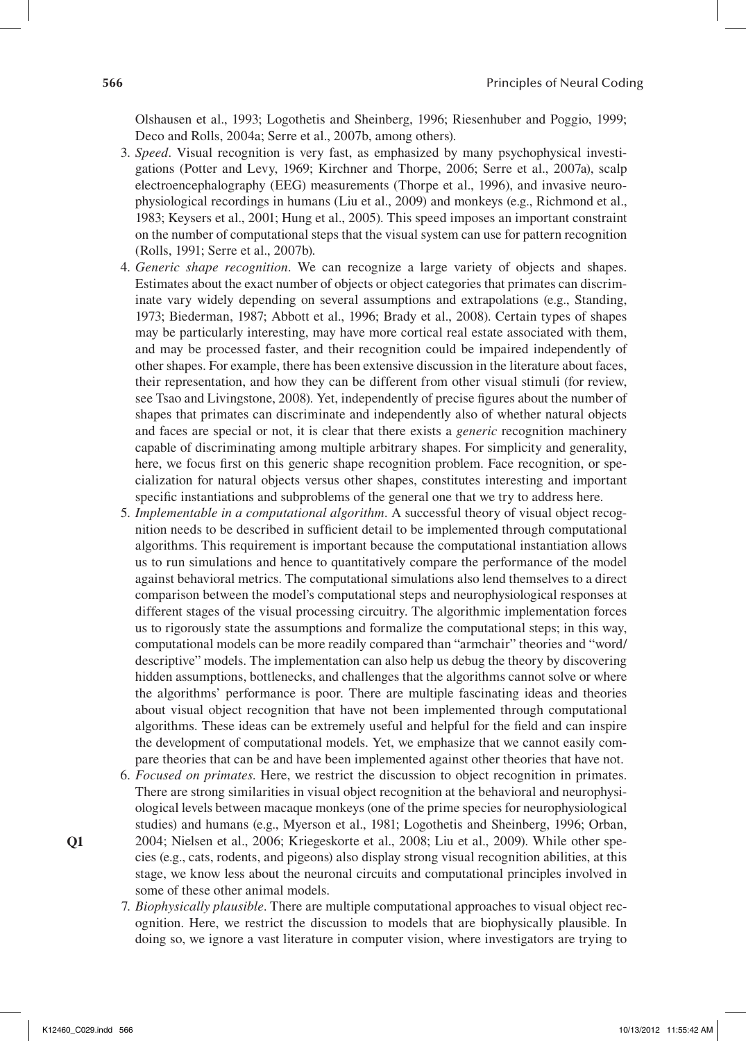Olshausen et al., 1993; Logothetis and Sheinberg, 1996; Riesenhuber and Poggio, 1999; Deco and Rolls, 2004a; Serre et al., 2007b, among others).

3. *Speed*. Visual recognition is very fast, as emphasized by many psychophysical investigations (Potter and Levy, 1969; Kirchner and Thorpe, 2006; Serre et al., 2007a), scalp electroencephalography (EEG) measurements (Thorpe et al., 1996), and invasive neurophysiological recordings in humans (Liu et al., 2009) and monkeys (e.g., Richmond et al., 1983; Keysers et al., 2001; Hung et al., 2005). This speed imposes an important constraint on the number of computational steps that the visual system can use for pattern recognition (Rolls, 1991; Serre et al., 2007b).
4. *Generic shape recognition*. We can recognize a large variety of objects and shapes. Estimates about the exact number of objects or object categories that primates can discriminate vary widely depending on several assumptions and extrapolations (e.g., Standing, 1973; Biederman, 1987; Abbott et al., 1996; Brady et al., 2008). Certain types of shapes may be particularly interesting, may have more cortical real estate associated with them, and may be processed faster, and their recognition could be impaired independently of other shapes. For example, there has been extensive discussion in the literature about faces, their representation, and how they can be different from other visual stimuli (for review, see Tsao and Livingstone, 2008). Yet, independently of precise figures about the number of shapes that primates can discriminate and independently also of whether natural objects and faces are special or not, it is clear that there exists a *generic* recognition machinery capable of discriminating among multiple arbitrary shapes. For simplicity and generality, here, we focus first on this generic shape recognition problem. Face recognition, or specialization for natural objects versus other shapes, constitutes interesting and important specific instantiations and subproblems of the general one that we try to address here.
5. *Implementable in a computational algorithm*. A successful theory of visual object recognition needs to be described in sufficient detail to be implemented through computational algorithms. This requirement is important because the computational instantiation allows us to run simulations and hence to quantitatively compare the performance of the model against behavioral metrics. The computational simulations also lend themselves to a direct comparison between the model's computational steps and neurophysiological responses at different stages of the visual processing circuitry. The algorithmic implementation forces us to rigorously state the assumptions and formalize the computational steps; in this way, computational models can be more readily compared than "armchair" theories and "word/descriptive" models. The implementation can also help us debug the theory by discovering hidden assumptions, bottlenecks, and challenges that the algorithms cannot solve or where the algorithms' performance is poor. There are multiple fascinating ideas and theories about visual object recognition that have not been implemented through computational algorithms. These ideas can be extremely useful and helpful for the field and can inspire the development of computational models. Yet, we emphasize that we cannot easily compare theories that can be and have been implemented against other theories that have not.
6. *Focused on primates*. Here, we restrict the discussion to object recognition in primates. There are strong similarities in visual object recognition at the behavioral and neurophysiological levels between macaque monkeys (one of the prime species for neurophysiological studies) and humans (e.g., Myerson et al., 1981; Logothetis and Sheinberg, 1996; Orban, 2004; Nielsen et al., 2006; Kriegeskorte et al., 2008; Liu et al., 2009). While other species (e.g., cats, rodents, and pigeons) also display strong visual recognition abilities, at this stage, we know less about the neuronal circuits and computational principles involved in some of these other animal models.
7. *Biophysically plausible*. There are multiple computational approaches to visual object recognition. Here, we restrict the discussion to models that are biophysically plausible. In doing so, we ignore a vast literature in computer vision, where investigators are trying to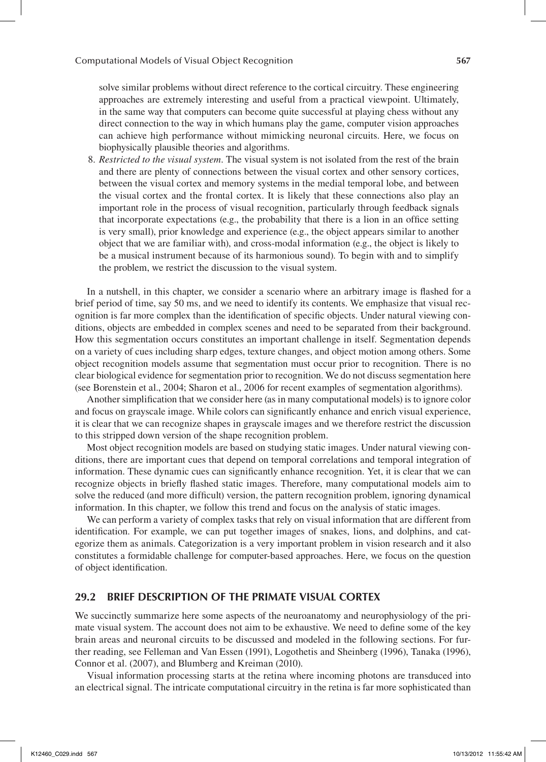solve similar problems without direct reference to the cortical circuitry. These engineering approaches are extremely interesting and useful from a practical viewpoint. Ultimately, in the same way that computers can become quite successful at playing chess without any direct connection to the way in which humans play the game, computer vision approaches can achieve high performance without mimicking neuronal circuits. Here, we focus on biophysically plausible theories and algorithms.

8. *Restricted to the visual system*. The visual system is not isolated from the rest of the brain and there are plenty of connections between the visual cortex and other sensory cortices, between the visual cortex and memory systems in the medial temporal lobe, and between the visual cortex and the frontal cortex. It is likely that these connections also play an important role in the process of visual recognition, particularly through feedback signals that incorporate expectations (e.g., the probability that there is a lion in an office setting is very small), prior knowledge and experience (e.g., the object appears similar to another object that we are familiar with), and cross-modal information (e.g., the object is likely to be a musical instrument because of its harmonious sound). To begin with and to simplify the problem, we restrict the discussion to the visual system.

In a nutshell, in this chapter, we consider a scenario where an arbitrary image is flashed for a brief period of time, say 50 ms, and we need to identify its contents. We emphasize that visual recognition is far more complex than the identification of specific objects. Under natural viewing conditions, objects are embedded in complex scenes and need to be separated from their background. How this segmentation occurs constitutes an important challenge in itself. Segmentation depends on a variety of cues including sharp edges, texture changes, and object motion among others. Some object recognition models assume that segmentation must occur prior to recognition. There is no clear biological evidence for segmentation prior to recognition. We do not discuss segmentation here (see Borenstein et al., 2004; Sharon et al., 2006 for recent examples of segmentation algorithms).

Another simplification that we consider here (as in many computational models) is to ignore color and focus on grayscale image. While colors can significantly enhance and enrich visual experience, it is clear that we can recognize shapes in grayscale images and we therefore restrict the discussion to this stripped down version of the shape recognition problem.

Most object recognition models are based on studying static images. Under natural viewing conditions, there are important cues that depend on temporal correlations and temporal integration of information. These dynamic cues can significantly enhance recognition. Yet, it is clear that we can recognize objects in briefly flashed static images. Therefore, many computational models aim to solve the reduced (and more difficult) version, the pattern recognition problem, ignoring dynamical information. In this chapter, we follow this trend and focus on the analysis of static images.

We can perform a variety of complex tasks that rely on visual information that are different from identification. For example, we can put together images of snakes, lions, and dolphins, and categorize them as animals. Categorization is a very important problem in vision research and it also constitutes a formidable challenge for computer-based approaches. Here, we focus on the question of object identification.

## 29.2 BRIEF DESCRIPTION OF THE PRIMATE VISUAL CORTEX

We succinctly summarize here some aspects of the neuroanatomy and neurophysiology of the primate visual system. The account does not aim to be exhaustive. We need to define some of the key brain areas and neuronal circuits to be discussed and modeled in the following sections. For further reading, see Felleman and Van Essen (1991), Logothetis and Sheinberg (1996), Tanaka (1996), Connor et al. (2007), and Blumberg and Kreiman (2010).

Visual information processing starts at the retina where incoming photons are transduced into an electrical signal. The intricate computational circuitry in the retina is far more sophisticated than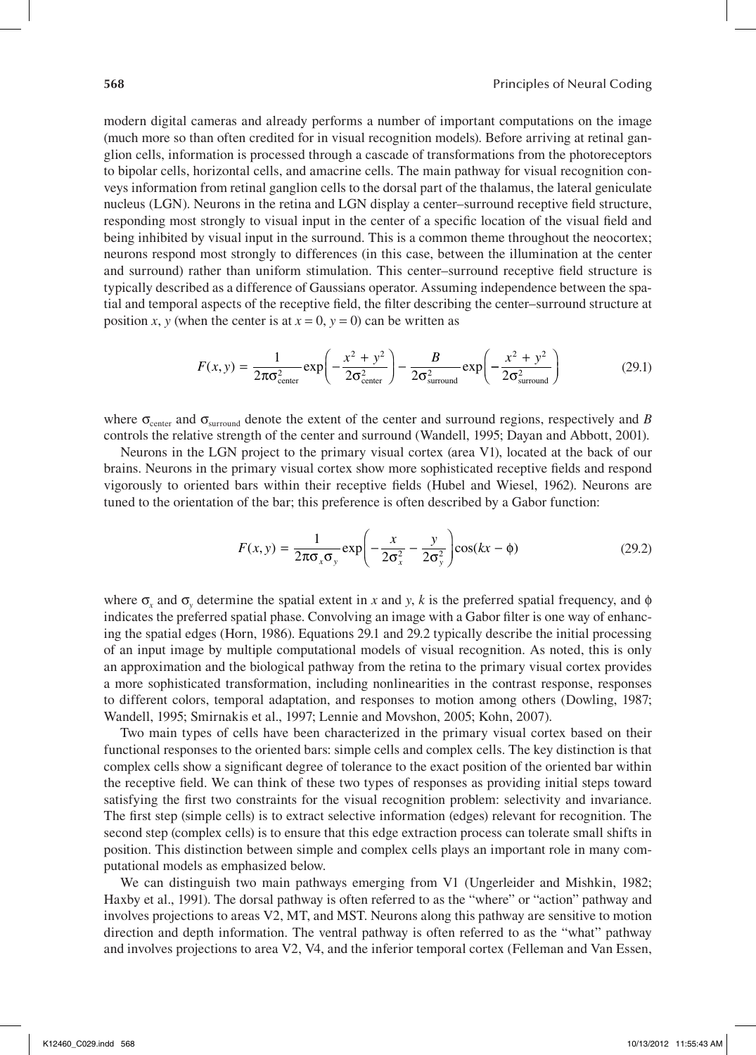modern digital cameras and already performs a number of important computations on the image (much more so than often credited for in visual recognition models). Before arriving at retinal ganglion cells, information is processed through a cascade of transformations from the photoreceptors to bipolar cells, horizontal cells, and amacrine cells. The main pathway for visual recognition conveys information from retinal ganglion cells to the dorsal part of the thalamus, the lateral geniculate nucleus (LGN). Neurons in the retina and LGN display a center–surround receptive field structure, responding most strongly to visual input in the center of a specific location of the visual field and being inhibited by visual input in the surround. This is a common theme throughout the neocortex; neurons respond most strongly to differences (in this case, between the illumination at the center and surround) rather than uniform stimulation. This center–surround receptive field structure is typically described as a difference of Gaussians operator. Assuming independence between the spatial and temporal aspects of the receptive field, the filter describing the center–surround structure at position $x$, $y$ (when the center is at $x = 0$, $y = 0$) can be written as

$$F(x, y) = \frac{1}{2\pi\sigma_{\text{center}}^2}\exp\left(-\frac{x^2 + y^2}{2\sigma_{\text{center}}^2}\right) - \frac{B}{2\sigma_{\text{surround}}^2}\exp\left(-\frac{x^2 + y^2}{2\sigma_{\text{surround}}^2}\right) \tag{29.1}$$

where $\sigma_{\text{center}}$ and $\sigma_{\text{surround}}$ denote the extent of the center and surround regions, respectively and $B$ controls the relative strength of the center and surround (Wandell, 1995; Dayan and Abbott, 2001).

Neurons in the LGN project to the primary visual cortex (area V1), located at the back of our brains. Neurons in the primary visual cortex show more sophisticated receptive fields and respond vigorously to oriented bars within their receptive fields (Hubel and Wiesel, 1962). Neurons are tuned to the orientation of the bar; this preference is often described by a Gabor function:

$$F(x, y) = \frac{1}{2\pi\sigma_x\sigma_y}\exp\left(-\frac{x}{2\sigma_x^2} - \frac{y}{2\sigma_y^2}\right)\cos(kx - \phi) \tag{29.2}$$

where $\sigma_x$ and $\sigma_y$ determine the spatial extent in $x$ and $y$, $k$ is the preferred spatial frequency, and $\phi$ indicates the preferred spatial phase. Convolving an image with a Gabor filter is one way of enhancing the spatial edges (Horn, 1986). Equations 29.1 and 29.2 typically describe the initial processing of an input image by multiple computational models of visual recognition. As noted, this is only an approximation and the biological pathway from the retina to the primary visual cortex provides a more sophisticated transformation, including nonlinearities in the contrast response, responses to different colors, temporal adaptation, and responses to motion among others (Dowling, 1987; Wandell, 1995; Smirnakis et al., 1997; Lennie and Movshon, 2005; Kohn, 2007).

Two main types of cells have been characterized in the primary visual cortex based on their functional responses to the oriented bars: simple cells and complex cells. The key distinction is that complex cells show a significant degree of tolerance to the exact position of the oriented bar within the receptive field. We can think of these two types of responses as providing initial steps toward satisfying the first two constraints for the visual recognition problem: selectivity and invariance. The first step (simple cells) is to extract selective information (edges) relevant for recognition. The second step (complex cells) is to ensure that this edge extraction process can tolerate small shifts in position. This distinction between simple and complex cells plays an important role in many computational models as emphasized below.

We can distinguish two main pathways emerging from V1 (Ungerleider and Mishkin, 1982; Haxby et al., 1991). The dorsal pathway is often referred to as the "where" or "action" pathway and involves projections to areas V2, MT, and MST. Neurons along this pathway are sensitive to motion direction and depth information. The ventral pathway is often referred to as the "what" pathway and involves projections to area V2, V4, and the inferior temporal cortex (Felleman and Van Essen,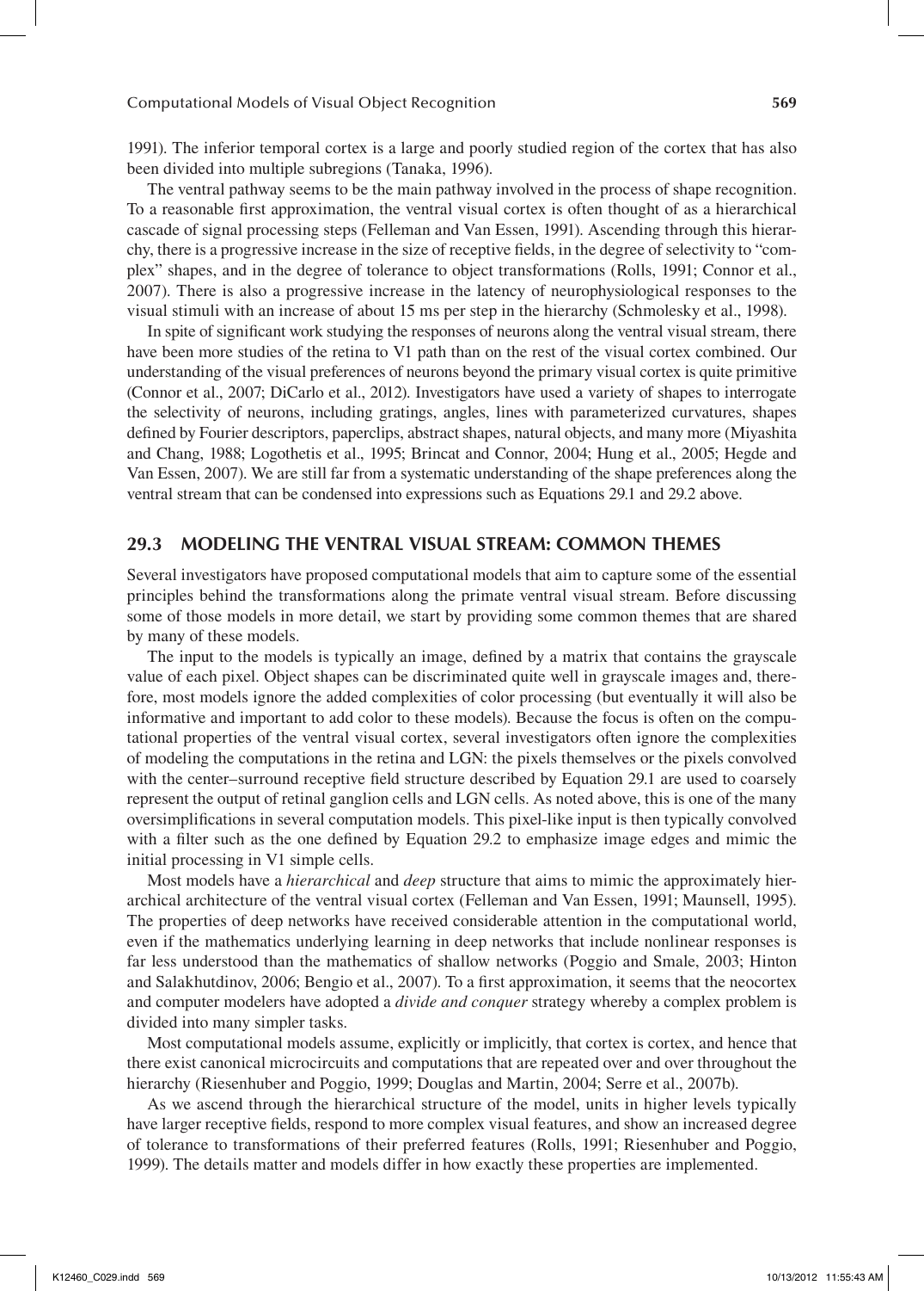1991). The inferior temporal cortex is a large and poorly studied region of the cortex that has also been divided into multiple subregions (Tanaka, 1996).

The ventral pathway seems to be the main pathway involved in the process of shape recognition. To a reasonable first approximation, the ventral visual cortex is often thought of as a hierarchical cascade of signal processing steps (Felleman and Van Essen, 1991). Ascending through this hierarchy, there is a progressive increase in the size of receptive fields, in the degree of selectivity to "complex" shapes, and in the degree of tolerance to object transformations (Rolls, 1991; Connor et al., 2007). There is also a progressive increase in the latency of neurophysiological responses to the visual stimuli with an increase of about 15 ms per step in the hierarchy (Schmolesky et al., 1998).

In spite of significant work studying the responses of neurons along the ventral visual stream, there have been more studies of the retina to V1 path than on the rest of the visual cortex combined. Our understanding of the visual preferences of neurons beyond the primary visual cortex is quite primitive (Connor et al., 2007; DiCarlo et al., 2012). Investigators have used a variety of shapes to interrogate the selectivity of neurons, including gratings, angles, lines with parameterized curvatures, shapes defined by Fourier descriptors, paperclips, abstract shapes, natural objects, and many more (Miyashita and Chang, 1988; Logothetis et al., 1995; Brincat and Connor, 2004; Hung et al., 2005; Hegde and Van Essen, 2007). We are still far from a systematic understanding of the shape preferences along the ventral stream that can be condensed into expressions such as Equations 29.1 and 29.2 above.

## 29.3 MODELING THE VENTRAL VISUAL STREAM: COMMON THEMES

Several investigators have proposed computational models that aim to capture some of the essential principles behind the transformations along the primate ventral visual stream. Before discussing some of those models in more detail, we start by providing some common themes that are shared by many of these models.

The input to the models is typically an image, defined by a matrix that contains the grayscale value of each pixel. Object shapes can be discriminated quite well in grayscale images and, therefore, most models ignore the added complexities of color processing (but eventually it will also be informative and important to add color to these models). Because the focus is often on the computational properties of the ventral visual cortex, several investigators often ignore the complexities of modeling the computations in the retina and LGN: the pixels themselves or the pixels convolved with the center–surround receptive field structure described by Equation 29.1 are used to coarsely represent the output of retinal ganglion cells and LGN cells. As noted above, this is one of the many oversimplifications in several computation models. This pixel-like input is then typically convolved with a filter such as the one defined by Equation 29.2 to emphasize image edges and mimic the initial processing in V1 simple cells.

Most models have a *hierarchical* and *deep* structure that aims to mimic the approximately hierarchical architecture of the ventral visual cortex (Felleman and Van Essen, 1991; Maunsell, 1995). The properties of deep networks have received considerable attention in the computational world, even if the mathematics underlying learning in deep networks that include nonlinear responses is far less understood than the mathematics of shallow networks (Poggio and Smale, 2003; Hinton and Salakhutdinov, 2006; Bengio et al., 2007). To a first approximation, it seems that the neocortex and computer modelers have adopted a *divide and conquer* strategy whereby a complex problem is divided into many simpler tasks.

Most computational models assume, explicitly or implicitly, that cortex is cortex, and hence that there exist canonical microcircuits and computations that are repeated over and over throughout the hierarchy (Riesenhuber and Poggio, 1999; Douglas and Martin, 2004; Serre et al., 2007b).

As we ascend through the hierarchical structure of the model, units in higher levels typically have larger receptive fields, respond to more complex visual features, and show an increased degree of tolerance to transformations of their preferred features (Rolls, 1991; Riesenhuber and Poggio, 1999). The details matter and models differ in how exactly these properties are implemented.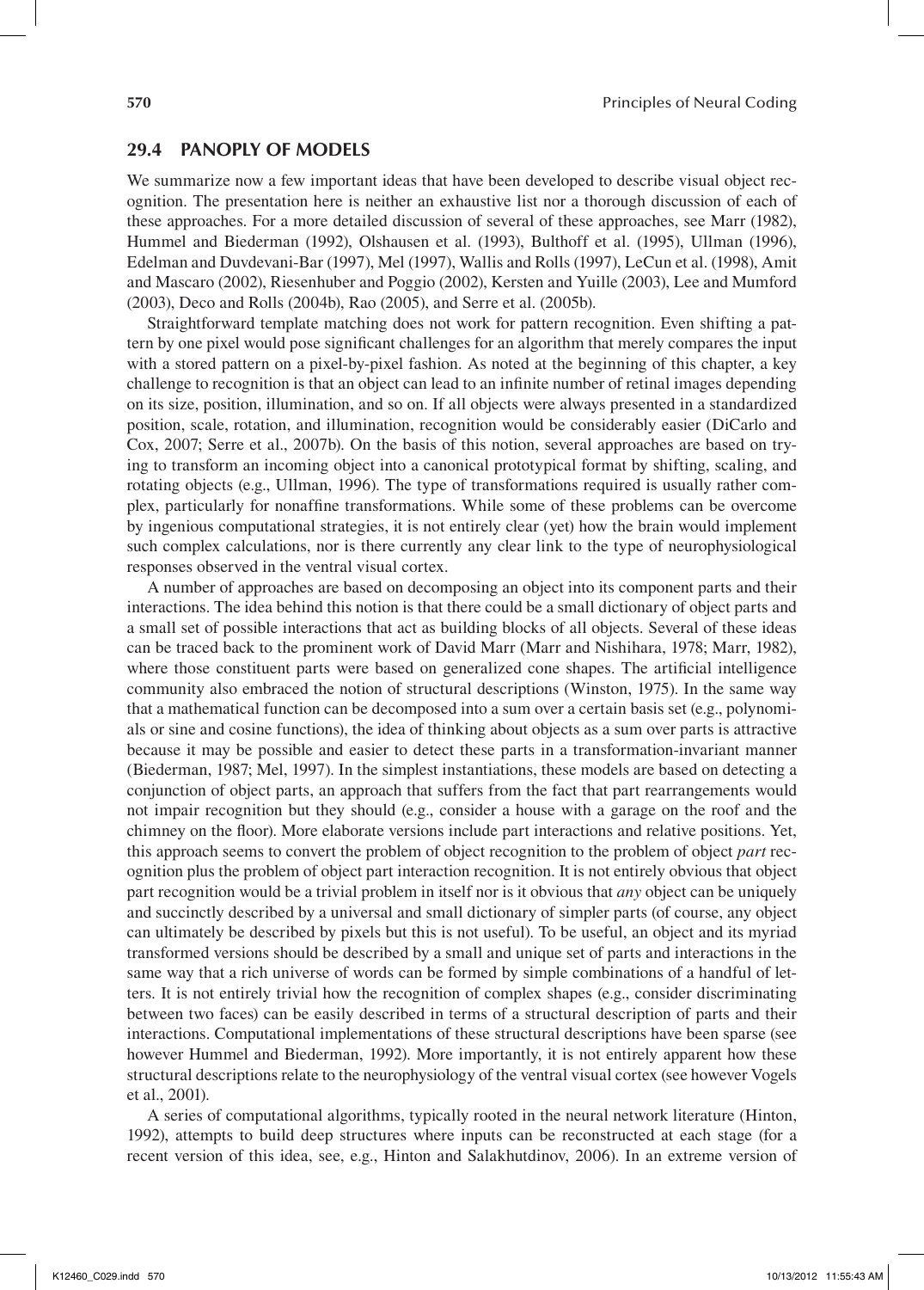## 29.4 PANOPLY OF MODELS

We summarize now a few important ideas that have been developed to describe visual object recognition. The presentation here is neither an exhaustive list nor a thorough discussion of each of these approaches. For a more detailed discussion of several of these approaches, see Marr (1982), Hummel and Biederman (1992), Olshausen et al. (1993), Bulthoff et al. (1995), Ullman (1996), Edelman and Duvdevani-Bar (1997), Mel (1997), Wallis and Rolls (1997), LeCun et al. (1998), Amit and Mascaro (2002), Riesenhuber and Poggio (2002), Kersten and Yuille (2003), Lee and Mumford (2003), Deco and Rolls (2004b), Rao (2005), and Serre et al. (2005b).

Straightforward template matching does not work for pattern recognition. Even shifting a pattern by one pixel would pose significant challenges for an algorithm that merely compares the input with a stored pattern on a pixel-by-pixel fashion. As noted at the beginning of this chapter, a key challenge to recognition is that an object can lead to an infinite number of retinal images depending on its size, position, illumination, and so on. If all objects were always presented in a standardized position, scale, rotation, and illumination, recognition would be considerably easier (DiCarlo and Cox, 2007; Serre et al., 2007b). On the basis of this notion, several approaches are based on trying to transform an incoming object into a canonical prototypical format by shifting, scaling, and rotating objects (e.g., Ullman, 1996). The type of transformations required is usually rather complex, particularly for nonaffine transformations. While some of these problems can be overcome by ingenious computational strategies, it is not entirely clear (yet) how the brain would implement such complex calculations, nor is there currently any clear link to the type of neurophysiological responses observed in the ventral visual cortex.

A number of approaches are based on decomposing an object into its component parts and their interactions. The idea behind this notion is that there could be a small dictionary of object parts and a small set of possible interactions that act as building blocks of all objects. Several of these ideas can be traced back to the prominent work of David Marr (Marr and Nishihara, 1978; Marr, 1982), where those constituent parts were based on generalized cone shapes. The artificial intelligence community also embraced the notion of structural descriptions (Winston, 1975). In the same way that a mathematical function can be decomposed into a sum over a certain basis set (e.g., polynomials or sine and cosine functions), the idea of thinking about objects as a sum over parts is attractive because it may be possible and easier to detect these parts in a transformation-invariant manner (Biederman, 1987; Mel, 1997). In the simplest instantiations, these models are based on detecting a conjunction of object parts, an approach that suffers from the fact that part rearrangements would not impair recognition but they should (e.g., consider a house with a garage on the roof and the chimney on the floor). More elaborate versions include part interactions and relative positions. Yet, this approach seems to convert the problem of object recognition to the problem of object *part* recognition plus the problem of object part interaction recognition. It is not entirely obvious that object part recognition would be a trivial problem in itself nor is it obvious that *any* object can be uniquely and succinctly described by a universal and small dictionary of simpler parts (of course, any object can ultimately be described by pixels but this is not useful). To be useful, an object and its myriad transformed versions should be described by a small and unique set of parts and interactions in the same way that a rich universe of words can be formed by simple combinations of a handful of letters. It is not entirely trivial how the recognition of complex shapes (e.g., consider discriminating between two faces) can be easily described in terms of a structural description of parts and their interactions. Computational implementations of these structural descriptions have been sparse (see however Hummel and Biederman, 1992). More importantly, it is not entirely apparent how these structural descriptions relate to the neurophysiology of the ventral visual cortex (see however Vogels et al., 2001).

A series of computational algorithms, typically rooted in the neural network literature (Hinton, 1992), attempts to build deep structures where inputs can be reconstructed at each stage (for a recent version of this idea, see, e.g., Hinton and Salakhutdinov, 2006). In an extreme version of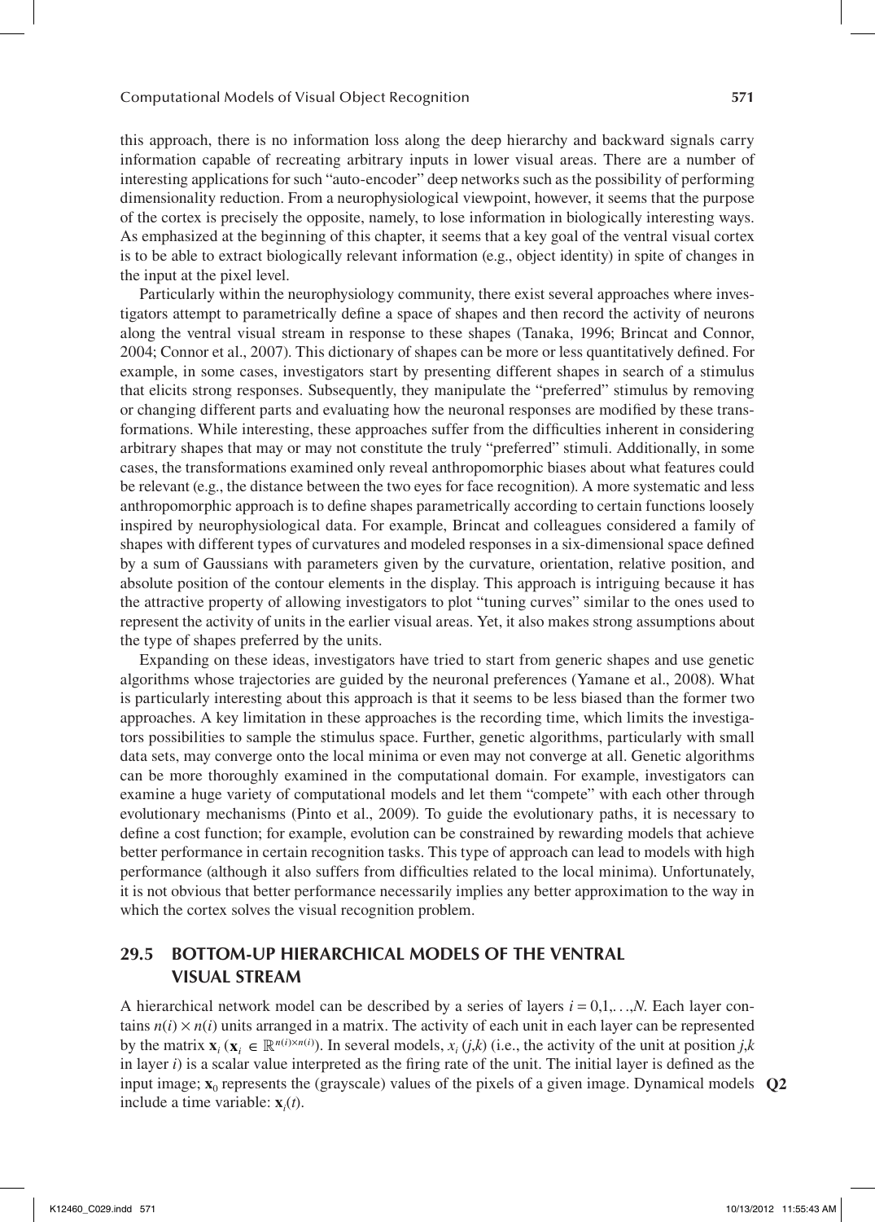this approach, there is no information loss along the deep hierarchy and backward signals carry information capable of recreating arbitrary inputs in lower visual areas. There are a number of interesting applications for such "auto-encoder" deep networks such as the possibility of performing dimensionality reduction. From a neurophysiological viewpoint, however, it seems that the purpose of the cortex is precisely the opposite, namely, to lose information in biologically interesting ways. As emphasized at the beginning of this chapter, it seems that a key goal of the ventral visual cortex is to be able to extract biologically relevant information (e.g., object identity) in spite of changes in the input at the pixel level.

Particularly within the neurophysiology community, there exist several approaches where investigators attempt to parametrically define a space of shapes and then record the activity of neurons along the ventral visual stream in response to these shapes (Tanaka, 1996; Brincat and Connor, 2004; Connor et al., 2007). This dictionary of shapes can be more or less quantitatively defined. For example, in some cases, investigators start by presenting different shapes in search of a stimulus that elicits strong responses. Subsequently, they manipulate the "preferred" stimulus by removing or changing different parts and evaluating how the neuronal responses are modified by these transformations. While interesting, these approaches suffer from the difficulties inherent in considering arbitrary shapes that may or may not constitute the truly "preferred" stimuli. Additionally, in some cases, the transformations examined only reveal anthropomorphic biases about what features could be relevant (e.g., the distance between the two eyes for face recognition). A more systematic and less anthropomorphic approach is to define shapes parametrically according to certain functions loosely inspired by neurophysiological data. For example, Brincat and colleagues considered a family of shapes with different types of curvatures and modeled responses in a six-dimensional space defined by a sum of Gaussians with parameters given by the curvature, orientation, relative position, and absolute position of the contour elements in the display. This approach is intriguing because it has the attractive property of allowing investigators to plot "tuning curves" similar to the ones used to represent the activity of units in the earlier visual areas. Yet, it also makes strong assumptions about the type of shapes preferred by the units.

Expanding on these ideas, investigators have tried to start from generic shapes and use genetic algorithms whose trajectories are guided by the neuronal preferences (Yamane et al., 2008). What is particularly interesting about this approach is that it seems to be less biased than the former two approaches. A key limitation in these approaches is the recording time, which limits the investigators possibilities to sample the stimulus space. Further, genetic algorithms, particularly with small data sets, may converge onto the local minima or even may not converge at all. Genetic algorithms can be more thoroughly examined in the computational domain. For example, investigators can examine a huge variety of computational models and let them "compete" with each other through evolutionary mechanisms (Pinto et al., 2009). To guide the evolutionary paths, it is necessary to define a cost function; for example, evolution can be constrained by rewarding models that achieve better performance in certain recognition tasks. This type of approach can lead to models with high performance (although it also suffers from difficulties related to the local minima). Unfortunately, it is not obvious that better performance necessarily implies any better approximation to the way in which the cortex solves the visual recognition problem.

## 29.5 BOTTOM-UP HIERARCHICAL MODELS OF THE VENTRAL VISUAL STREAM

A hierarchical network model can be described by a series of layers $i = 0,1,\ldots,N$. Each layer contains $n(i) \times n(i)$ units arranged in a matrix. The activity of each unit in each layer can be represented by the matrix $\mathbf{x}_i$ ($\mathbf{x}_i \in \mathbb{R}^{n(i)\times n(i)}$). In several models, $x_i\,(j,k)$ (i.e., the activity of the unit at position $j,k$ in layer $i$) is a scalar value interpreted as the firing rate of the unit. The initial layer is defined as the input image; $\mathbf{x}_0$ represents the (grayscale) values of the pixels of a given image. Dynamical models include a time variable: $\mathbf{x}_i(t)$.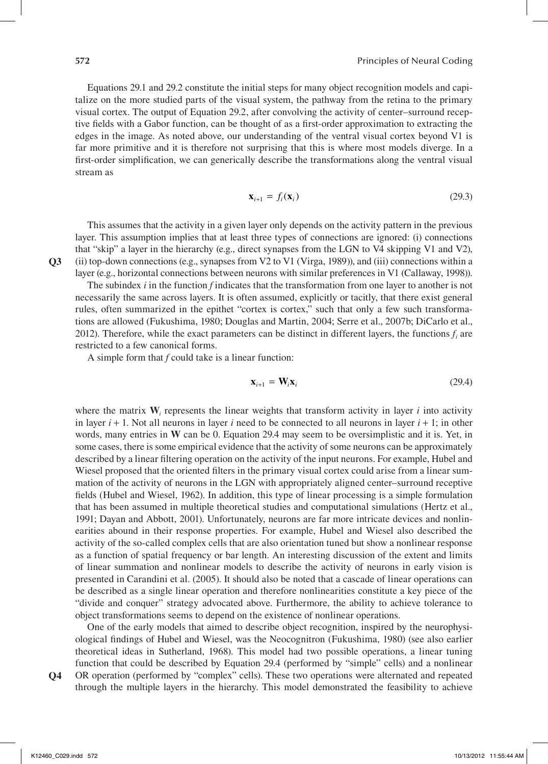Equations 29.1 and 29.2 constitute the initial steps for many object recognition models and capitalize on the more studied parts of the visual system, the pathway from the retina to the primary visual cortex. The output of Equation 29.2, after convolving the activity of center–surround receptive fields with a Gabor function, can be thought of as a first-order approximation to extracting the edges in the image. As noted above, our understanding of the ventral visual cortex beyond V1 is far more primitive and it is therefore not surprising that this is where most models diverge. In a first-order simplification, we can generically describe the transformations along the ventral visual stream as

$$\mathbf{x}_{i+1} = f_i(\mathbf{x}_i) \tag{29.3}$$

This assumes that the activity in a given layer only depends on the activity pattern in the previous layer. This assumption implies that at least three types of connections are ignored: (i) connections that "skip" a layer in the hierarchy (e.g., direct synapses from the LGN to V4 skipping V1 and V2), (ii) top-down connections (e.g., synapses from V2 to V1 (Virga, 1989)), and (iii) connections within a layer (e.g., horizontal connections between neurons with similar preferences in V1 (Callaway, 1998)).

The subindex $i$ in the function $f$ indicates that the transformation from one layer to another is not necessarily the same across layers. It is often assumed, explicitly or tacitly, that there exist general rules, often summarized in the epithet "cortex is cortex," such that only a few such transformations are allowed (Fukushima, 1980; Douglas and Martin, 2004; Serre et al., 2007b; DiCarlo et al., 2012). Therefore, while the exact parameters can be distinct in different layers, the functions $f_i$ are restricted to a few canonical forms.

A simple form that $f$ could take is a linear function:

$$\mathbf{x}_{i+1} = \mathbf{W}_i \mathbf{x}_i \tag{29.4}$$

where the matrix $\mathbf{W}_i$ represents the linear weights that transform activity in layer $i$ into activity in layer $i + 1$. Not all neurons in layer $i$ need to be connected to all neurons in layer $i + 1$; in other words, many entries in $\mathbf{W}$ can be 0. Equation 29.4 may seem to be oversimplistic and it is. Yet, in some cases, there is some empirical evidence that the activity of some neurons can be approximately described by a linear filtering operation on the activity of the input neurons. For example, Hubel and Wiesel proposed that the oriented filters in the primary visual cortex could arise from a linear summation of the activity of neurons in the LGN with appropriately aligned center–surround receptive fields (Hubel and Wiesel, 1962). In addition, this type of linear processing is a simple formulation that has been assumed in multiple theoretical studies and computational simulations (Hertz et al., 1991; Dayan and Abbott, 2001). Unfortunately, neurons are far more intricate devices and nonlinearities abound in their response properties. For example, Hubel and Wiesel also described the activity of the so-called complex cells that are also orientation tuned but show a nonlinear response as a function of spatial frequency or bar length. An interesting discussion of the extent and limits of linear summation and nonlinear models to describe the activity of neurons in early vision is presented in Carandini et al. (2005). It should also be noted that a cascade of linear operations can be described as a single linear operation and therefore nonlinearities constitute a key piece of the "divide and conquer" strategy advocated above. Furthermore, the ability to achieve tolerance to object transformations seems to depend on the existence of nonlinear operations.

One of the early models that aimed to describe object recognition, inspired by the neurophysiological findings of Hubel and Wiesel, was the Neocognitron (Fukushima, 1980) (see also earlier theoretical ideas in Sutherland, 1968). This model had two possible operations, a linear tuning function that could be described by Equation 29.4 (performed by "simple" cells) and a nonlinear OR operation (performed by "complex" cells). These two operations were alternated and repeated through the multiple layers in the hierarchy. This model demonstrated the feasibility to achieve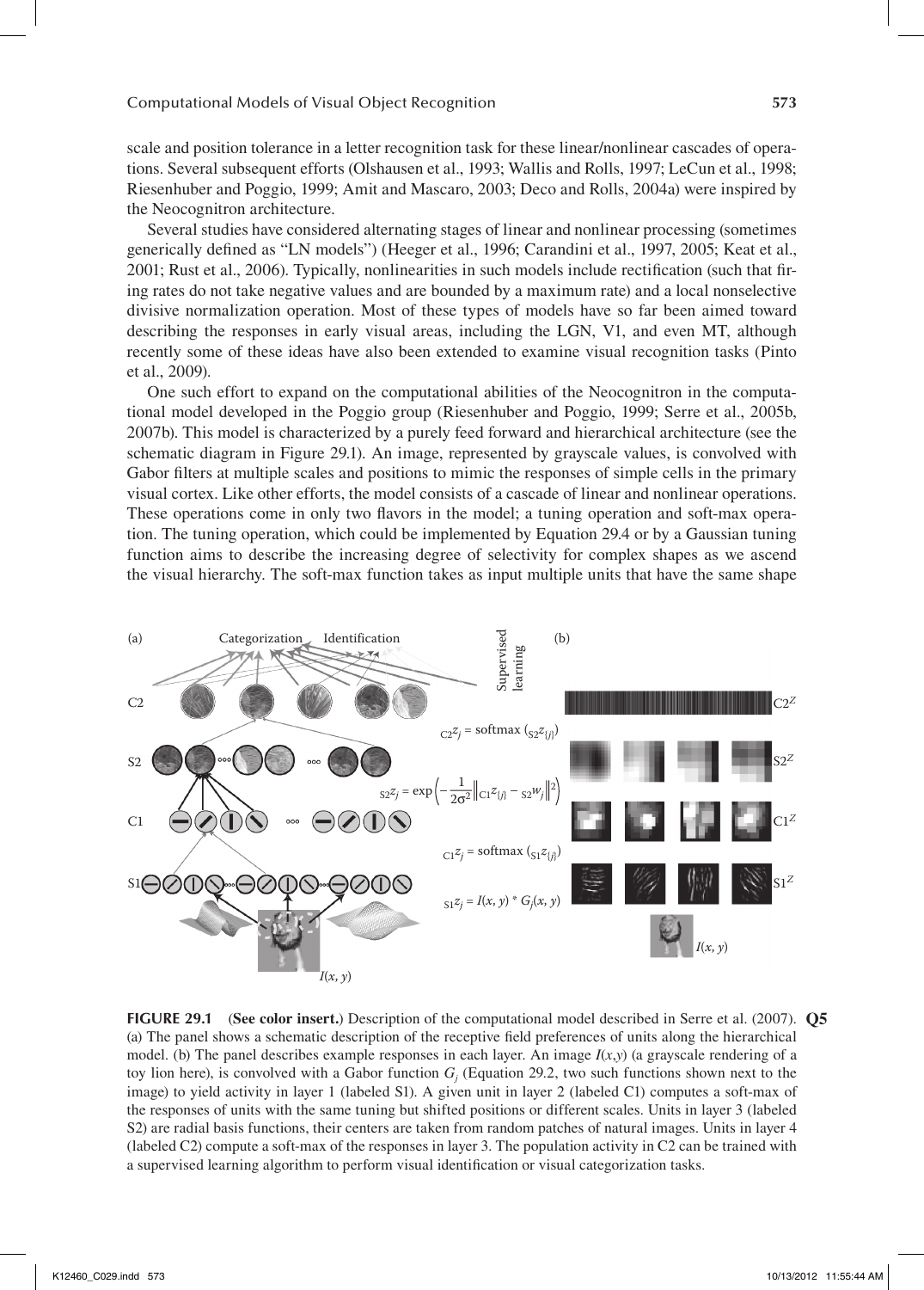scale and position tolerance in a letter recognition task for these linear/nonlinear cascades of operations. Several subsequent efforts (Olshausen et al., 1993; Wallis and Rolls, 1997; LeCun et al., 1998; Riesenhuber and Poggio, 1999; Amit and Mascaro, 2003; Deco and Rolls, 2004a) were inspired by the Neocognitron architecture.

Several studies have considered alternating stages of linear and nonlinear processing (sometimes generically defined as "LN models") (Heeger et al., 1996; Carandini et al., 1997, 2005; Keat et al., 2001; Rust et al., 2006). Typically, nonlinearities in such models include rectification (such that firing rates do not take negative values and are bounded by a maximum rate) and a local nonselective divisive normalization operation. Most of these types of models have so far been aimed toward describing the responses in early visual areas, including the LGN, V1, and even MT, although recently some of these ideas have also been extended to examine visual recognition tasks (Pinto et al., 2009).

One such effort to expand on the computational abilities of the Neocognitron in the computational model developed in the Poggio group (Riesenhuber and Poggio, 1999; Serre et al., 2005b, 2007b). This model is characterized by a purely feed forward and hierarchical architecture (see the schematic diagram in Figure 29.1). An image, represented by grayscale values, is convolved with Gabor filters at multiple scales and positions to mimic the responses of simple cells in the primary visual cortex. Like other efforts, the model consists of a cascade of linear and nonlinear operations. These operations come in only two flavors in the model; a tuning operation and soft-max operation. The tuning operation, which could be implemented by Equation 29.4 or by a Gaussian tuning function aims to describe the increasing degree of selectivity for complex shapes as we ascend the visual hierarchy. The soft-max function takes as input multiple units that have the same shape

(a) Categorization Identification — Supervised learning

C2: ${}_{C2}z_j = \text{softmax}\,({}_{S2}z_{\{j\}})$

S2: ${}_{S2}z_j = \exp\left(-\frac{1}{2\sigma^2}\left\|{}_{C1}z_{\{j\}} - {}_{S2}w_j\right\|^2\right)$

C1: ${}_{C1}z_j = \text{softmax}\,({}_{S1}z_{\{j\}})$

S1: ${}_{S1}z_j = I(x, y) * G_j(x, y)$

$I(x, y)$

(b) $C2^Z$, $S2^Z$, $C1^Z$, $S1^Z$, $I(x, y)$

**FIGURE 29.1** (**See color insert.**) Description of the computational model described in Serre et al. (2007). (a) The panel shows a schematic description of the receptive field preferences of units along the hierarchical model. (b) The panel describes example responses in each layer. An image $I(x,y)$ (a grayscale rendering of a toy lion here), is convolved with a Gabor function $G_j$ (Equation 29.2, two such functions shown next to the image) to yield activity in layer 1 (labeled S1). A given unit in layer 2 (labeled C1) computes a soft-max of the responses of units with the same tuning but shifted positions or different scales. Units in layer 3 (labeled S2) are radial basis functions, their centers are taken from random patches of natural images. Units in layer 4 (labeled C2) compute a soft-max of the responses in layer 3. The population activity in C2 can be trained with a supervised learning algorithm to perform visual identification or visual categorization tasks.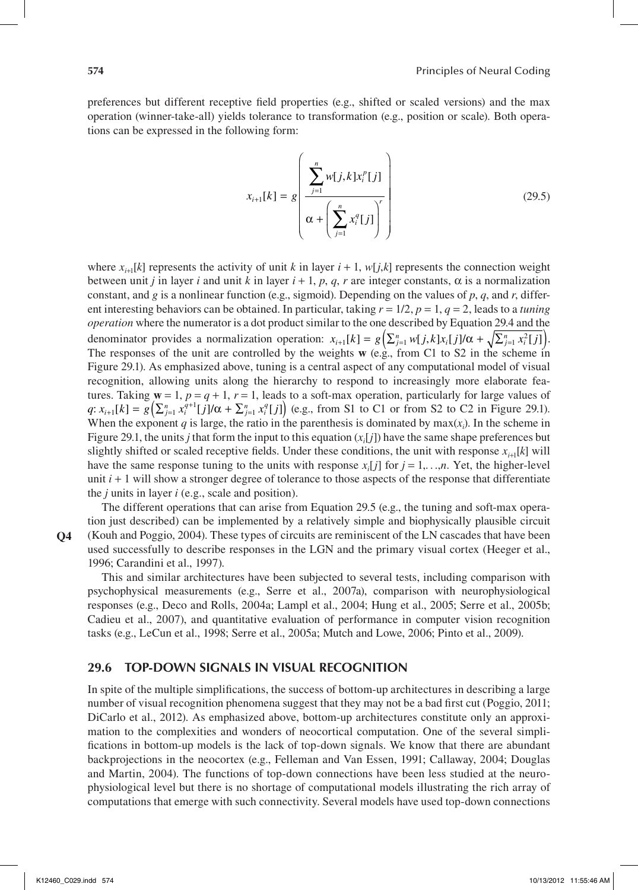preferences but different receptive field properties (e.g., shifted or scaled versions) and the max operation (winner-take-all) yields tolerance to transformation (e.g., position or scale). Both operations can be expressed in the following form:

$$x_{i+1}[k] = g\left(\frac{\sum_{j=1}^{n} w[j,k]x_i^p[j]}{\alpha + \left(\sum_{j=1}^{n} x_i^q[j]\right)^r}\right) \tag{29.5}$$

where $x_{i+1}[k]$ represents the activity of unit $k$ in layer $i + 1$, $w[j,k]$ represents the connection weight between unit $j$ in layer $i$ and unit $k$ in layer $i + 1$, $p$, $q$, $r$ are integer constants, $\alpha$ is a normalization constant, and $g$ is a nonlinear function (e.g., sigmoid). Depending on the values of $p$, $q$, and $r$, different interesting behaviors can be obtained. In particular, taking $r = 1/2$, $p = 1$, $q = 2$, leads to a *tuning operation* where the numerator is a dot product similar to the one described by Equation 29.4 and the denominator provides a normalization operation: $x_{i+1}[k] = g\left(\sum_{j=1}^{n} w[j,k]x_i[j]/\alpha + \sqrt{\sum_{j=1}^{n} x_i^2[j]}\right)$. The responses of the unit are controlled by the weights $\mathbf{w}$ (e.g., from C1 to S2 in the scheme in Figure 29.1). As emphasized above, tuning is a central aspect of any computational model of visual recognition, allowing units along the hierarchy to respond to increasingly more elaborate features. Taking $\mathbf{w} = 1$, $p = q + 1$, $r = 1$, leads to a soft-max operation, particularly for large values of $q$: $x_{i+1}[k] = g\left(\sum_{j=1}^{n} x_i^{q+1}[j]/\alpha + \sum_{j=1}^{n} x_i^q[j]\right)$ (e.g., from S1 to C1 or from S2 to C2 in Figure 29.1). When the exponent $q$ is large, the ratio in the parenthesis is dominated by $\max(x_i)$. In the scheme in Figure 29.1, the units $j$ that form the input to this equation ($x_i[j]$) have the same shape preferences but slightly shifted or scaled receptive fields. Under these conditions, the unit with response $x_{i+1}[k]$ will have the same response tuning to the units with response $x_i[j]$ for $j = 1,\ldots,n$. Yet, the higher-level unit $i + 1$ will show a stronger degree of tolerance to those aspects of the response that differentiate the $j$ units in layer $i$ (e.g., scale and position).

The different operations that can arise from Equation 29.5 (e.g., the tuning and soft-max operation just described) can be implemented by a relatively simple and biophysically plausible circuit (Kouh and Poggio, 2004). These types of circuits are reminiscent of the LN cascades that have been used successfully to describe responses in the LGN and the primary visual cortex (Heeger et al., 1996; Carandini et al., 1997).

This and similar architectures have been subjected to several tests, including comparison with psychophysical measurements (e.g., Serre et al., 2007a), comparison with neurophysiological responses (e.g., Deco and Rolls, 2004a; Lampl et al., 2004; Hung et al., 2005; Serre et al., 2005b; Cadieu et al., 2007), and quantitative evaluation of performance in computer vision recognition tasks (e.g., LeCun et al., 1998; Serre et al., 2005a; Mutch and Lowe, 2006; Pinto et al., 2009).

## 29.6 TOP-DOWN SIGNALS IN VISUAL RECOGNITION

In spite of the multiple simplifications, the success of bottom-up architectures in describing a large number of visual recognition phenomena suggest that they may not be a bad first cut (Poggio, 2011; DiCarlo et al., 2012). As emphasized above, bottom-up architectures constitute only an approximation to the complexities and wonders of neocortical computation. One of the several simplifications in bottom-up models is the lack of top-down signals. We know that there are abundant backprojections in the neocortex (e.g., Felleman and Van Essen, 1991; Callaway, 2004; Douglas and Martin, 2004). The functions of top-down connections have been less studied at the neurophysiological level but there is no shortage of computational models illustrating the rich array of computations that emerge with such connectivity. Several models have used top-down connections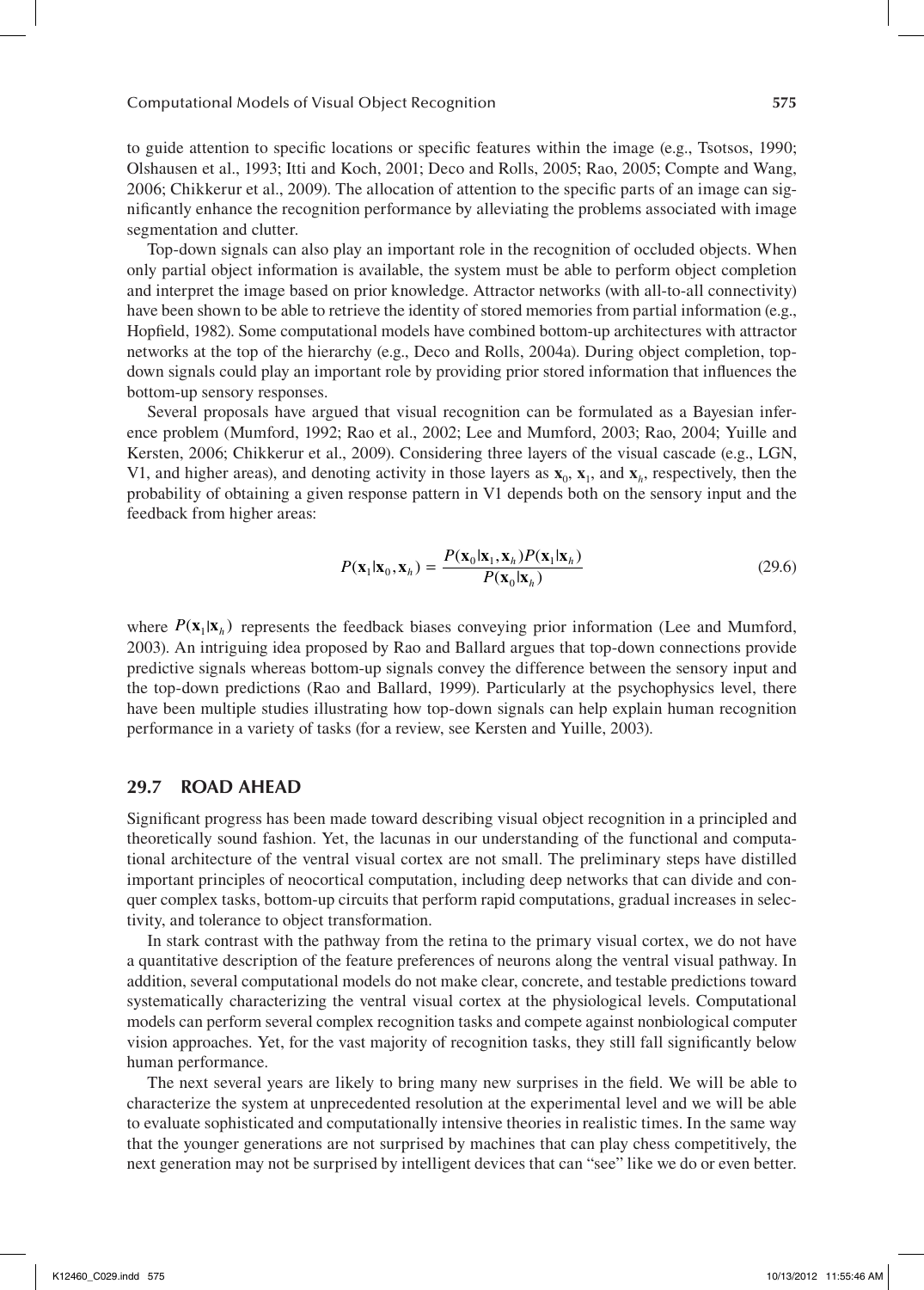to guide attention to specific locations or specific features within the image (e.g., Tsotsos, 1990; Olshausen et al., 1993; Itti and Koch, 2001; Deco and Rolls, 2005; Rao, 2005; Compte and Wang, 2006; Chikkerur et al., 2009). The allocation of attention to the specific parts of an image can significantly enhance the recognition performance by alleviating the problems associated with image segmentation and clutter.

Top-down signals can also play an important role in the recognition of occluded objects. When only partial object information is available, the system must be able to perform object completion and interpret the image based on prior knowledge. Attractor networks (with all-to-all connectivity) have been shown to be able to retrieve the identity of stored memories from partial information (e.g., Hopfield, 1982). Some computational models have combined bottom-up architectures with attractor networks at the top of the hierarchy (e.g., Deco and Rolls, 2004a). During object completion, top-down signals could play an important role by providing prior stored information that influences the bottom-up sensory responses.

Several proposals have argued that visual recognition can be formulated as a Bayesian inference problem (Mumford, 1992; Rao et al., 2002; Lee and Mumford, 2003; Rao, 2004; Yuille and Kersten, 2006; Chikkerur et al., 2009). Considering three layers of the visual cascade (e.g., LGN, V1, and higher areas), and denoting activity in those layers as $\mathbf{x}_0$, $\mathbf{x}_1$, and $\mathbf{x}_h$, respectively, then the probability of obtaining a given response pattern in V1 depends both on the sensory input and the feedback from higher areas:

$$P(\mathbf{x}_1|\mathbf{x}_0,\mathbf{x}_h) = \frac{P(\mathbf{x}_0|\mathbf{x}_1,\mathbf{x}_h)P(\mathbf{x}_1|\mathbf{x}_h)}{P(\mathbf{x}_0|\mathbf{x}_h)} \tag{29.6}$$

where $P(\mathbf{x}_1|\mathbf{x}_h)$ represents the feedback biases conveying prior information (Lee and Mumford, 2003). An intriguing idea proposed by Rao and Ballard argues that top-down connections provide predictive signals whereas bottom-up signals convey the difference between the sensory input and the top-down predictions (Rao and Ballard, 1999). Particularly at the psychophysics level, there have been multiple studies illustrating how top-down signals can help explain human recognition performance in a variety of tasks (for a review, see Kersten and Yuille, 2003).

## 29.7 ROAD AHEAD

Significant progress has been made toward describing visual object recognition in a principled and theoretically sound fashion. Yet, the lacunas in our understanding of the functional and computational architecture of the ventral visual cortex are not small. The preliminary steps have distilled important principles of neocortical computation, including deep networks that can divide and conquer complex tasks, bottom-up circuits that perform rapid computations, gradual increases in selectivity, and tolerance to object transformation.

In stark contrast with the pathway from the retina to the primary visual cortex, we do not have a quantitative description of the feature preferences of neurons along the ventral visual pathway. In addition, several computational models do not make clear, concrete, and testable predictions toward systematically characterizing the ventral visual cortex at the physiological levels. Computational models can perform several complex recognition tasks and compete against nonbiological computer vision approaches. Yet, for the vast majority of recognition tasks, they still fall significantly below human performance.

The next several years are likely to bring many new surprises in the field. We will be able to characterize the system at unprecedented resolution at the experimental level and we will be able to evaluate sophisticated and computationally intensive theories in realistic times. In the same way that the younger generations are not surprised by machines that can play chess competitively, the next generation may not be surprised by intelligent devices that can "see" like we do or even better.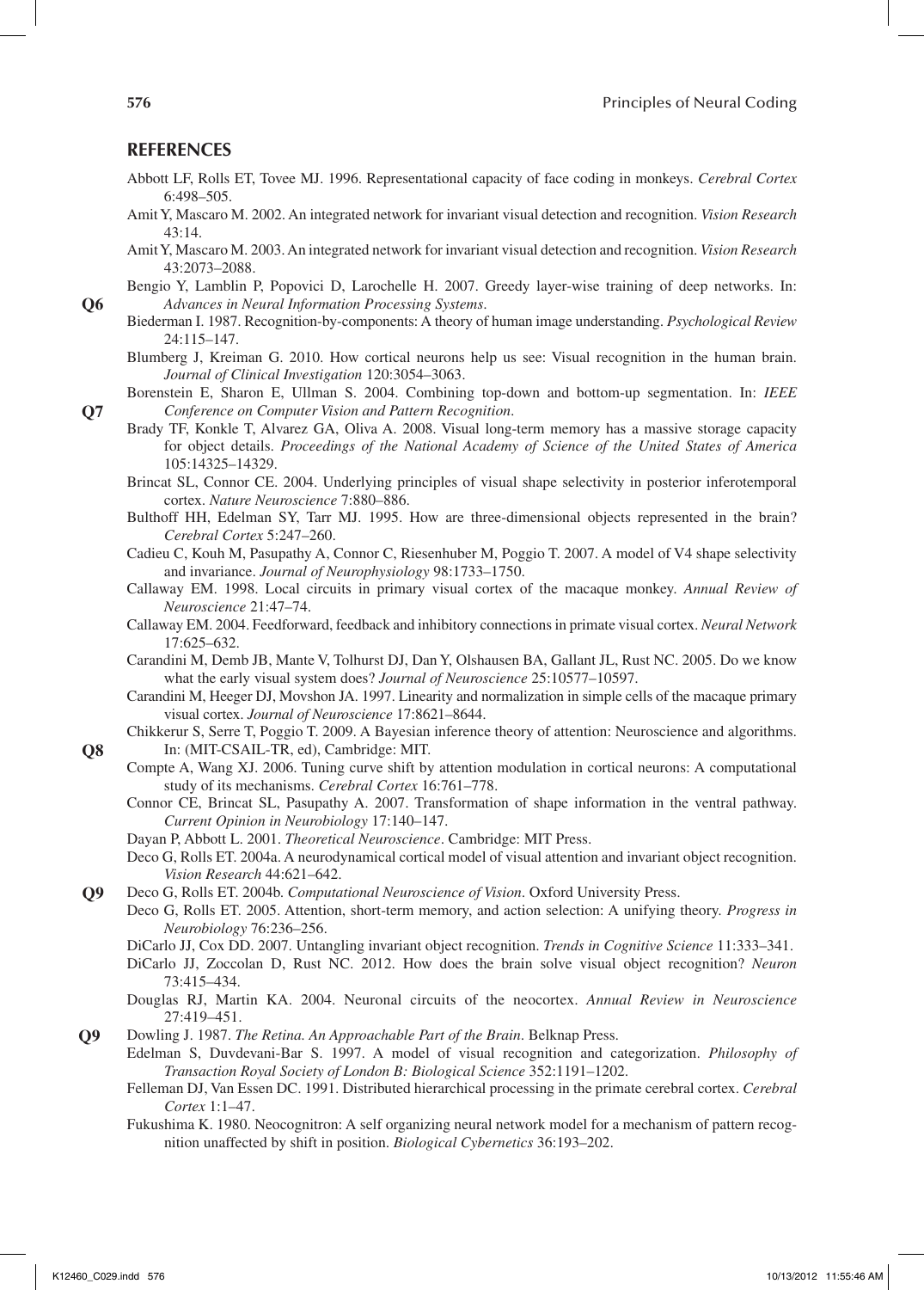## REFERENCES

Abbott LF, Rolls ET, Tovee MJ. 1996. Representational capacity of face coding in monkeys. *Cerebral Cortex* 6:498–505.

Amit Y, Mascaro M. 2002. An integrated network for invariant visual detection and recognition. *Vision Research* 43:14.

Amit Y, Mascaro M. 2003. An integrated network for invariant visual detection and recognition. *Vision Research* 43:2073–2088.

Bengio Y, Lamblin P, Popovici D, Larochelle H. 2007. Greedy layer-wise training of deep networks. In: *Advances in Neural Information Processing Systems*.

Biederman I. 1987. Recognition-by-components: A theory of human image understanding. *Psychological Review* 24:115–147.

Blumberg J, Kreiman G. 2010. How cortical neurons help us see: Visual recognition in the human brain. *Journal of Clinical Investigation* 120:3054–3063.

Borenstein E, Sharon E, Ullman S. 2004. Combining top-down and bottom-up segmentation. In: *IEEE Conference on Computer Vision and Pattern Recognition*.

Brady TF, Konkle T, Alvarez GA, Oliva A. 2008. Visual long-term memory has a massive storage capacity for object details. *Proceedings of the National Academy of Science of the United States of America* 105:14325–14329.

Brincat SL, Connor CE. 2004. Underlying principles of visual shape selectivity in posterior inferotemporal cortex. *Nature Neuroscience* 7:880–886.

Bulthoff HH, Edelman SY, Tarr MJ. 1995. How are three-dimensional objects represented in the brain? *Cerebral Cortex* 5:247–260.

Cadieu C, Kouh M, Pasupathy A, Connor C, Riesenhuber M, Poggio T. 2007. A model of V4 shape selectivity and invariance. *Journal of Neurophysiology* 98:1733–1750.

Callaway EM. 1998. Local circuits in primary visual cortex of the macaque monkey. *Annual Review of Neuroscience* 21:47–74.

Callaway EM. 2004. Feedforward, feedback and inhibitory connections in primate visual cortex. *Neural Network* 17:625–632.

Carandini M, Demb JB, Mante V, Tolhurst DJ, Dan Y, Olshausen BA, Gallant JL, Rust NC. 2005. Do we know what the early visual system does? *Journal of Neuroscience* 25:10577–10597.

Carandini M, Heeger DJ, Movshon JA. 1997. Linearity and normalization in simple cells of the macaque primary visual cortex. *Journal of Neuroscience* 17:8621–8644.

Chikkerur S, Serre T, Poggio T. 2009. A Bayesian inference theory of attention: Neuroscience and algorithms. In: (MIT-CSAIL-TR, ed), Cambridge: MIT.

Compte A, Wang XJ. 2006. Tuning curve shift by attention modulation in cortical neurons: A computational study of its mechanisms. *Cerebral Cortex* 16:761–778.

Connor CE, Brincat SL, Pasupathy A. 2007. Transformation of shape information in the ventral pathway. *Current Opinion in Neurobiology* 17:140–147.

Dayan P, Abbott L. 2001. *Theoretical Neuroscience*. Cambridge: MIT Press.

Deco G, Rolls ET. 2004a. A neurodynamical cortical model of visual attention and invariant object recognition. *Vision Research* 44:621–642.

Deco G, Rolls ET. 2004b. *Computational Neuroscience of Vision*. Oxford University Press.

Deco G, Rolls ET. 2005. Attention, short-term memory, and action selection: A unifying theory. *Progress in Neurobiology* 76:236–256.

DiCarlo JJ, Cox DD. 2007. Untangling invariant object recognition. *Trends in Cognitive Science* 11:333–341.

DiCarlo JJ, Zoccolan D, Rust NC. 2012. How does the brain solve visual object recognition? *Neuron* 73:415–434.

Douglas RJ, Martin KA. 2004. Neuronal circuits of the neocortex. *Annual Review in Neuroscience* 27:419–451.

Dowling J. 1987. *The Retina. An Approachable Part of the Brain*. Belknap Press.

Edelman S, Duvdevani-Bar S. 1997. A model of visual recognition and categorization. *Philosophy of Transaction Royal Society of London B: Biological Science* 352:1191–1202.

Felleman DJ, Van Essen DC. 1991. Distributed hierarchical processing in the primate cerebral cortex. *Cerebral Cortex* 1:1–47.

Fukushima K. 1980. Neocognitron: A self organizing neural network model for a mechanism of pattern recognition unaffected by shift in position. *Biological Cybernetics* 36:193–202.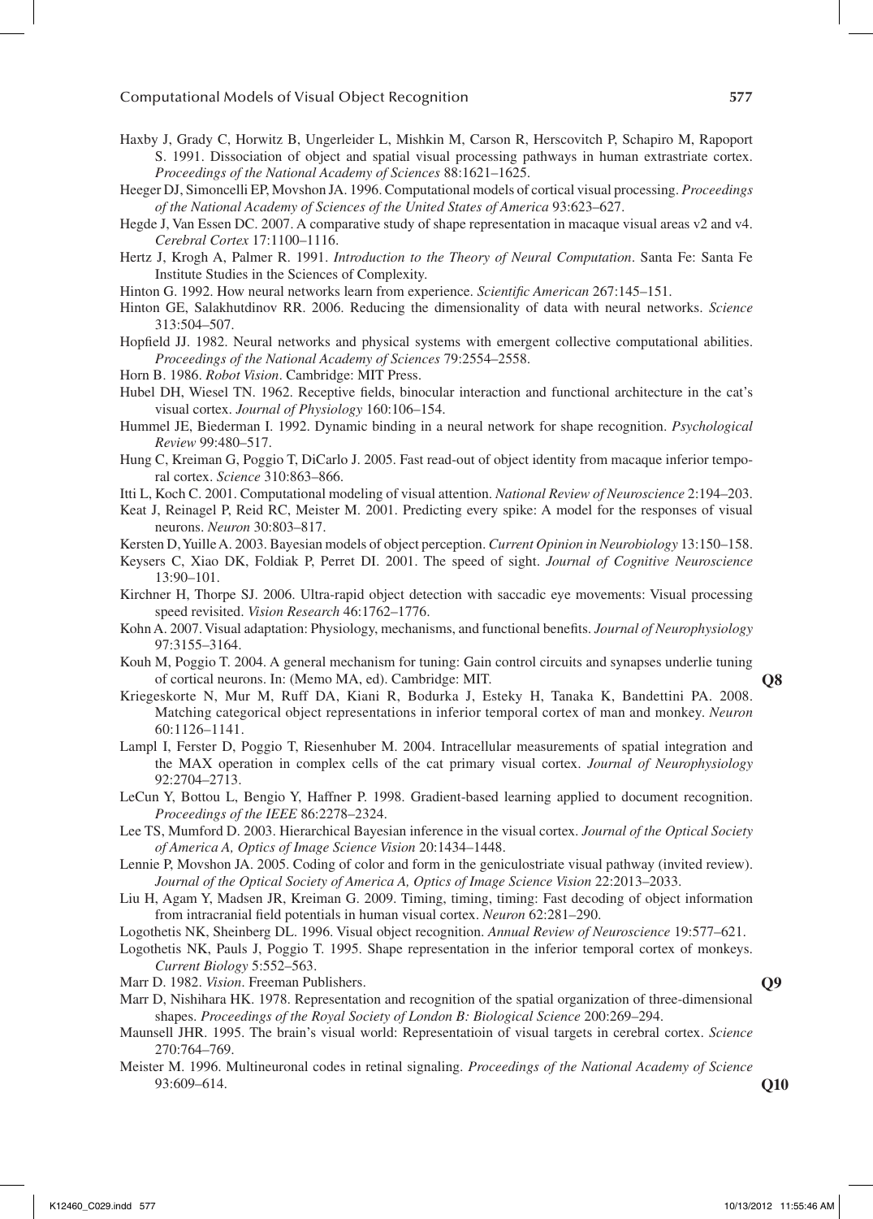Haxby J, Grady C, Horwitz B, Ungerleider L, Mishkin M, Carson R, Herscovitch P, Schapiro M, Rapoport S. 1991. Dissociation of object and spatial visual processing pathways in human extrastriate cortex. *Proceedings of the National Academy of Sciences* 88:1621–1625.

Heeger DJ, Simoncelli EP, Movshon JA. 1996. Computational models of cortical visual processing. *Proceedings of the National Academy of Sciences of the United States of America* 93:623–627.

Hegde J, Van Essen DC. 2007. A comparative study of shape representation in macaque visual areas v2 and v4. *Cerebral Cortex* 17:1100–1116.

Hertz J, Krogh A, Palmer R. 1991. *Introduction to the Theory of Neural Computation*. Santa Fe: Santa Fe Institute Studies in the Sciences of Complexity.

Hinton G. 1992. How neural networks learn from experience. *Scientific American* 267:145–151.

Hinton GE, Salakhutdinov RR. 2006. Reducing the dimensionality of data with neural networks. *Science* 313:504–507.

Hopfield JJ. 1982. Neural networks and physical systems with emergent collective computational abilities. *Proceedings of the National Academy of Sciences* 79:2554–2558.

Horn B. 1986. *Robot Vision*. Cambridge: MIT Press.

Hubel DH, Wiesel TN. 1962. Receptive fields, binocular interaction and functional architecture in the cat's visual cortex. *Journal of Physiology* 160:106–154.

Hummel JE, Biederman I. 1992. Dynamic binding in a neural network for shape recognition. *Psychological Review* 99:480–517.

Hung C, Kreiman G, Poggio T, DiCarlo J. 2005. Fast read-out of object identity from macaque inferior temporal cortex. *Science* 310:863–866.

Itti L, Koch C. 2001. Computational modeling of visual attention. *National Review of Neuroscience* 2:194–203.

Keat J, Reinagel P, Reid RC, Meister M. 2001. Predicting every spike: A model for the responses of visual neurons. *Neuron* 30:803–817.

Kersten D, Yuille A. 2003. Bayesian models of object perception. *Current Opinion in Neurobiology* 13:150–158.

Keysers C, Xiao DK, Foldiak P, Perret DI. 2001. The speed of sight. *Journal of Cognitive Neuroscience* 13:90–101.

Kirchner H, Thorpe SJ. 2006. Ultra-rapid object detection with saccadic eye movements: Visual processing speed revisited. *Vision Research* 46:1762–1776.

Kohn A. 2007. Visual adaptation: Physiology, mechanisms, and functional benefits. *Journal of Neurophysiology* 97:3155–3164.

Kouh M, Poggio T. 2004. A general mechanism for tuning: Gain control circuits and synapses underlie tuning of cortical neurons. In: (Memo MA, ed). Cambridge: MIT. **Q8**

Kriegeskorte N, Mur M, Ruff DA, Kiani R, Bodurka J, Esteky H, Tanaka K, Bandettini PA. 2008. Matching categorical object representations in inferior temporal cortex of man and monkey. *Neuron* 60:1126–1141.

Lampl I, Ferster D, Poggio T, Riesenhuber M. 2004. Intracellular measurements of spatial integration and the MAX operation in complex cells of the cat primary visual cortex. *Journal of Neurophysiology* 92:2704–2713.

LeCun Y, Bottou L, Bengio Y, Haffner P. 1998. Gradient-based learning applied to document recognition. *Proceedings of the IEEE* 86:2278–2324.

Lee TS, Mumford D. 2003. Hierarchical Bayesian inference in the visual cortex. *Journal of the Optical Society of America A, Optics of Image Science Vision* 20:1434–1448.

Lennie P, Movshon JA. 2005. Coding of color and form in the geniculostriate visual pathway (invited review). *Journal of the Optical Society of America A, Optics of Image Science Vision* 22:2013–2033.

Liu H, Agam Y, Madsen JR, Kreiman G. 2009. Timing, timing, timing: Fast decoding of object information from intracranial field potentials in human visual cortex. *Neuron* 62:281–290.

Logothetis NK, Sheinberg DL. 1996. Visual object recognition. *Annual Review of Neuroscience* 19:577–621.

Logothetis NK, Pauls J, Poggio T. 1995. Shape representation in the inferior temporal cortex of monkeys. *Current Biology* 5:552–563.

Marr D. 1982. *Vision*. Freeman Publishers. **Q9**

Marr D, Nishihara HK. 1978. Representation and recognition of the spatial organization of three-dimensional shapes. *Proceedings of the Royal Society of London B: Biological Science* 200:269–294.

Maunsell JHR. 1995. The brain's visual world: Representatioin of visual targets in cerebral cortex. *Science* 270:764–769.

Meister M. 1996. Multineuronal codes in retinal signaling. *Proceedings of the National Academy of Science* 93:609–614. **Q10**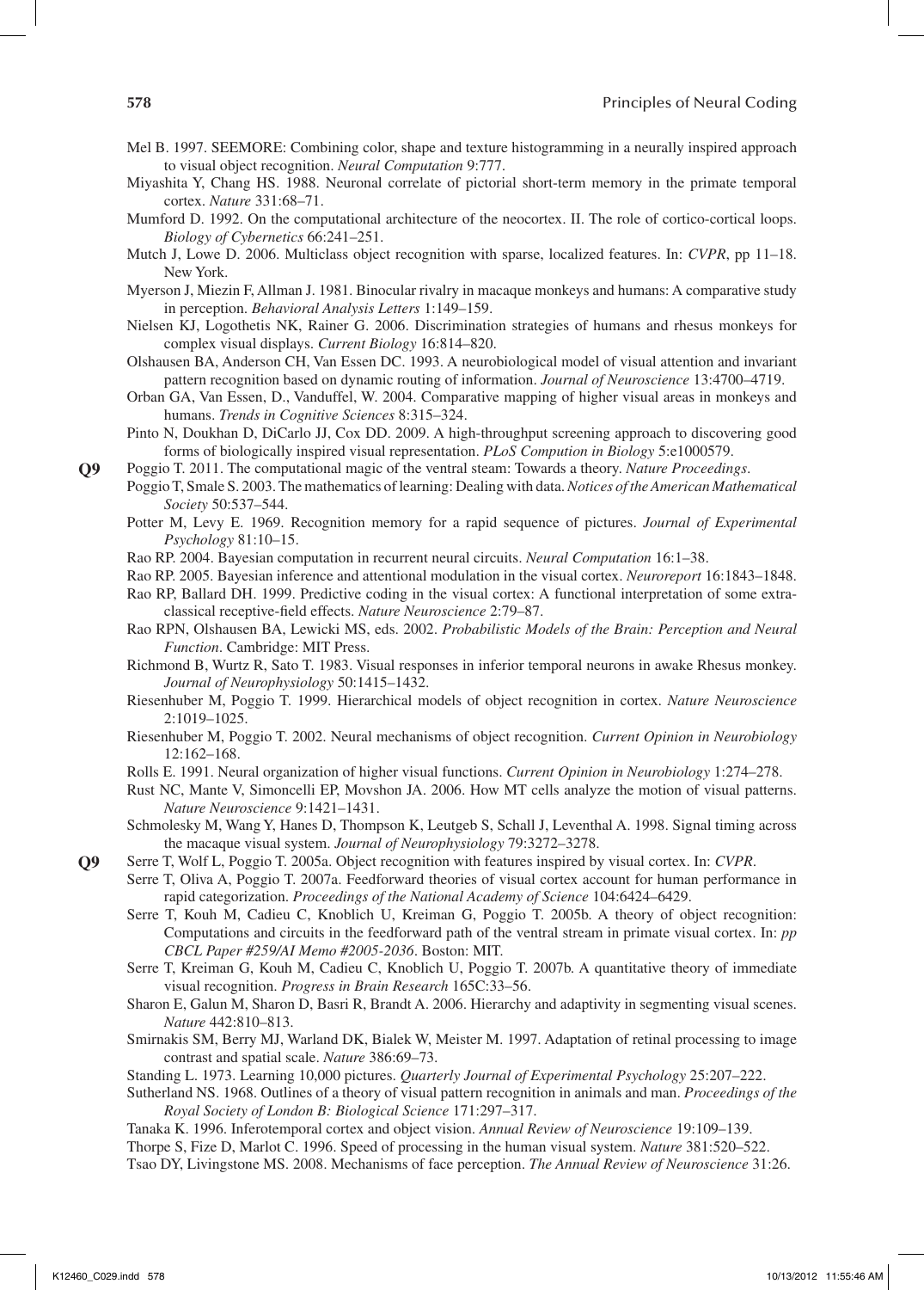Mel B. 1997. SEEMORE: Combining color, shape and texture histogramming in a neurally inspired approach to visual object recognition. *Neural Computation* 9:777.

Miyashita Y, Chang HS. 1988. Neuronal correlate of pictorial short-term memory in the primate temporal cortex. *Nature* 331:68–71.

Mumford D. 1992. On the computational architecture of the neocortex. II. The role of cortico-cortical loops. *Biology of Cybernetics* 66:241–251.

Mutch J, Lowe D. 2006. Multiclass object recognition with sparse, localized features. In: *CVPR*, pp 11–18. New York.

Myerson J, Miezin F, Allman J. 1981. Binocular rivalry in macaque monkeys and humans: A comparative study in perception. *Behavioral Analysis Letters* 1:149–159.

Nielsen KJ, Logothetis NK, Rainer G. 2006. Discrimination strategies of humans and rhesus monkeys for complex visual displays. *Current Biology* 16:814–820.

Olshausen BA, Anderson CH, Van Essen DC. 1993. A neurobiological model of visual attention and invariant pattern recognition based on dynamic routing of information. *Journal of Neuroscience* 13:4700–4719.

Orban GA, Van Essen, D., Vanduffel, W. 2004. Comparative mapping of higher visual areas in monkeys and humans. *Trends in Cognitive Sciences* 8:315–324.

Pinto N, Doukhan D, DiCarlo JJ, Cox DD. 2009. A high-throughput screening approach to discovering good forms of biologically inspired visual representation. *PLoS Compution in Biology* 5:e1000579.

**Q9** Poggio T. 2011. The computational magic of the ventral steam: Towards a theory. *Nature Proceedings*.

Poggio T, Smale S. 2003. The mathematics of learning: Dealing with data. *Notices of the American Mathematical Society* 50:537–544.

Potter M, Levy E. 1969. Recognition memory for a rapid sequence of pictures. *Journal of Experimental Psychology* 81:10–15.

Rao RP. 2004. Bayesian computation in recurrent neural circuits. *Neural Computation* 16:1–38.

Rao RP. 2005. Bayesian inference and attentional modulation in the visual cortex. *Neuroreport* 16:1843–1848.

Rao RP, Ballard DH. 1999. Predictive coding in the visual cortex: A functional interpretation of some extra-classical receptive-field effects. *Nature Neuroscience* 2:79–87.

Rao RPN, Olshausen BA, Lewicki MS, eds. 2002. *Probabilistic Models of the Brain: Perception and Neural Function*. Cambridge: MIT Press.

Richmond B, Wurtz R, Sato T. 1983. Visual responses in inferior temporal neurons in awake Rhesus monkey. *Journal of Neurophysiology* 50:1415–1432.

Riesenhuber M, Poggio T. 1999. Hierarchical models of object recognition in cortex. *Nature Neuroscience* 2:1019–1025.

Riesenhuber M, Poggio T. 2002. Neural mechanisms of object recognition. *Current Opinion in Neurobiology* 12:162–168.

Rolls E. 1991. Neural organization of higher visual functions. *Current Opinion in Neurobiology* 1:274–278.

Rust NC, Mante V, Simoncelli EP, Movshon JA. 2006. How MT cells analyze the motion of visual patterns. *Nature Neuroscience* 9:1421–1431.

Schmolesky M, Wang Y, Hanes D, Thompson K, Leutgeb S, Schall J, Leventhal A. 1998. Signal timing across the macaque visual system. *Journal of Neurophysiology* 79:3272–3278.

**Q9** Serre T, Wolf L, Poggio T. 2005a. Object recognition with features inspired by visual cortex. In: *CVPR*.

Serre T, Oliva A, Poggio T. 2007a. Feedforward theories of visual cortex account for human performance in rapid categorization. *Proceedings of the National Academy of Science* 104:6424–6429.

Serre T, Kouh M, Cadieu C, Knoblich U, Kreiman G, Poggio T. 2005b. A theory of object recognition: Computations and circuits in the feedforward path of the ventral stream in primate visual cortex. In: *pp CBCL Paper #259/AI Memo #2005-2036*. Boston: MIT.

Serre T, Kreiman G, Kouh M, Cadieu C, Knoblich U, Poggio T. 2007b. A quantitative theory of immediate visual recognition. *Progress in Brain Research* 165C:33–56.

Sharon E, Galun M, Sharon D, Basri R, Brandt A. 2006. Hierarchy and adaptivity in segmenting visual scenes. *Nature* 442:810–813.

Smirnakis SM, Berry MJ, Warland DK, Bialek W, Meister M. 1997. Adaptation of retinal processing to image contrast and spatial scale. *Nature* 386:69–73.

Standing L. 1973. Learning 10,000 pictures. *Quarterly Journal of Experimental Psychology* 25:207–222.

Sutherland NS. 1968. Outlines of a theory of visual pattern recognition in animals and man. *Proceedings of the Royal Society of London B: Biological Science* 171:297–317.

Tanaka K. 1996. Inferotemporal cortex and object vision. *Annual Review of Neuroscience* 19:109–139.

Thorpe S, Fize D, Marlot C. 1996. Speed of processing in the human visual system. *Nature* 381:520–522.

Tsao DY, Livingstone MS. 2008. Mechanisms of face perception. *The Annual Review of Neuroscience* 31:26.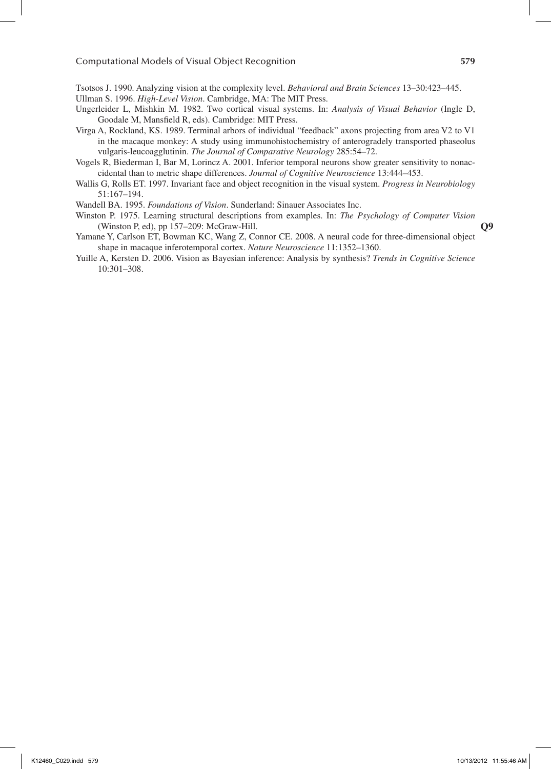Tsotsos J. 1990. Analyzing vision at the complexity level. *Behavioral and Brain Sciences* 13–30:423–445.

Ullman S. 1996. *High-Level Vision*. Cambridge, MA: The MIT Press.

Ungerleider L, Mishkin M. 1982. Two cortical visual systems. In: *Analysis of Visual Behavior* (Ingle D, Goodale M, Mansfield R, eds). Cambridge: MIT Press.

Virga A, Rockland, KS. 1989. Terminal arbors of individual "feedback" axons projecting from area V2 to V1 in the macaque monkey: A study using immunohistochemistry of anterogradely transported phaseolus vulgaris-leucoagglutinin. *The Journal of Comparative Neurology* 285:54–72.

Vogels R, Biederman I, Bar M, Lorincz A. 2001. Inferior temporal neurons show greater sensitivity to nonaccidental than to metric shape differences. *Journal of Cognitive Neuroscience* 13:444–453.

Wallis G, Rolls ET. 1997. Invariant face and object recognition in the visual system. *Progress in Neurobiology* 51:167–194.

Wandell BA. 1995. *Foundations of Vision*. Sunderland: Sinauer Associates Inc.

Winston P. 1975. Learning structural descriptions from examples. In: *The Psychology of Computer Vision* (Winston P, ed), pp 157–209: McGraw-Hill. **Q9**

Yamane Y, Carlson ET, Bowman KC, Wang Z, Connor CE. 2008. A neural code for three-dimensional object shape in macaque inferotemporal cortex. *Nature Neuroscience* 11:1352–1360.

Yuille A, Kersten D. 2006. Vision as Bayesian inference: Analysis by synthesis? *Trends in Cognitive Science* 10:301–308.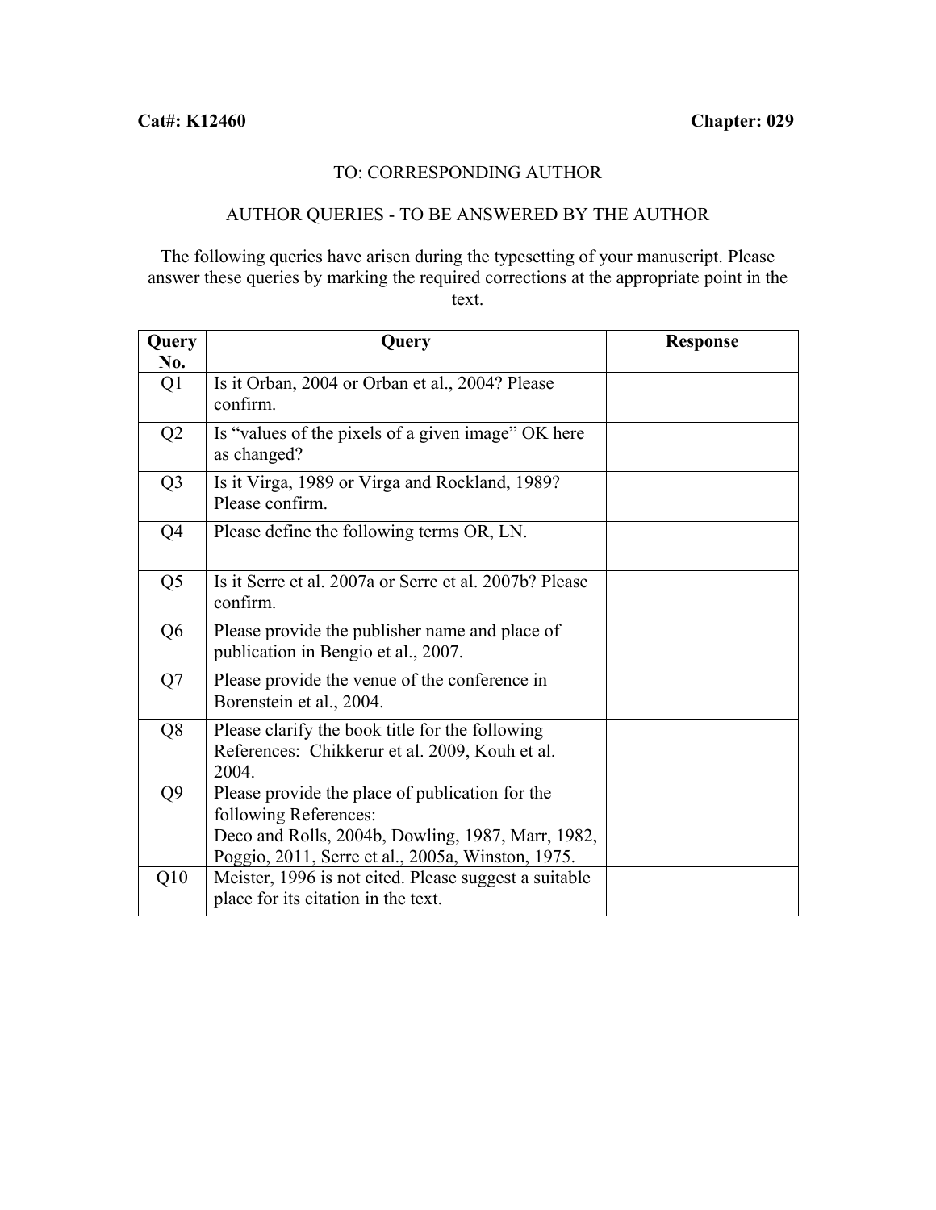**Cat#: K12460** **Chapter: 029**

TO: CORRESPONDING AUTHOR

AUTHOR QUERIES - TO BE ANSWERED BY THE AUTHOR

The following queries have arisen during the typesetting of your manuscript. Please answer these queries by marking the required corrections at the appropriate point in the text.

| Query No. | Query | Response |
|---|---|---|
| Q1 | Is it Orban, 2004 or Orban et al., 2004? Please confirm. | |
| Q2 | Is "values of the pixels of a given image" OK here as changed? | |
| Q3 | Is it Virga, 1989 or Virga and Rockland, 1989? Please confirm. | |
| Q4 | Please define the following terms OR, LN. | |
| Q5 | Is it Serre et al. 2007a or Serre et al. 2007b? Please confirm. | |
| Q6 | Please provide the publisher name and place of publication in Bengio et al., 2007. | |
| Q7 | Please provide the venue of the conference in Borenstein et al., 2004. | |
| Q8 | Please clarify the book title for the following References: Chikkerur et al. 2009, Kouh et al. 2004. | |
| Q9 | Please provide the place of publication for the following References: Deco and Rolls, 2004b, Dowling, 1987, Marr, 1982, Poggio, 2011, Serre et al., 2005a, Winston, 1975. | |
| Q10 | Meister, 1996 is not cited. Please suggest a suitable place for its citation in the text. | |